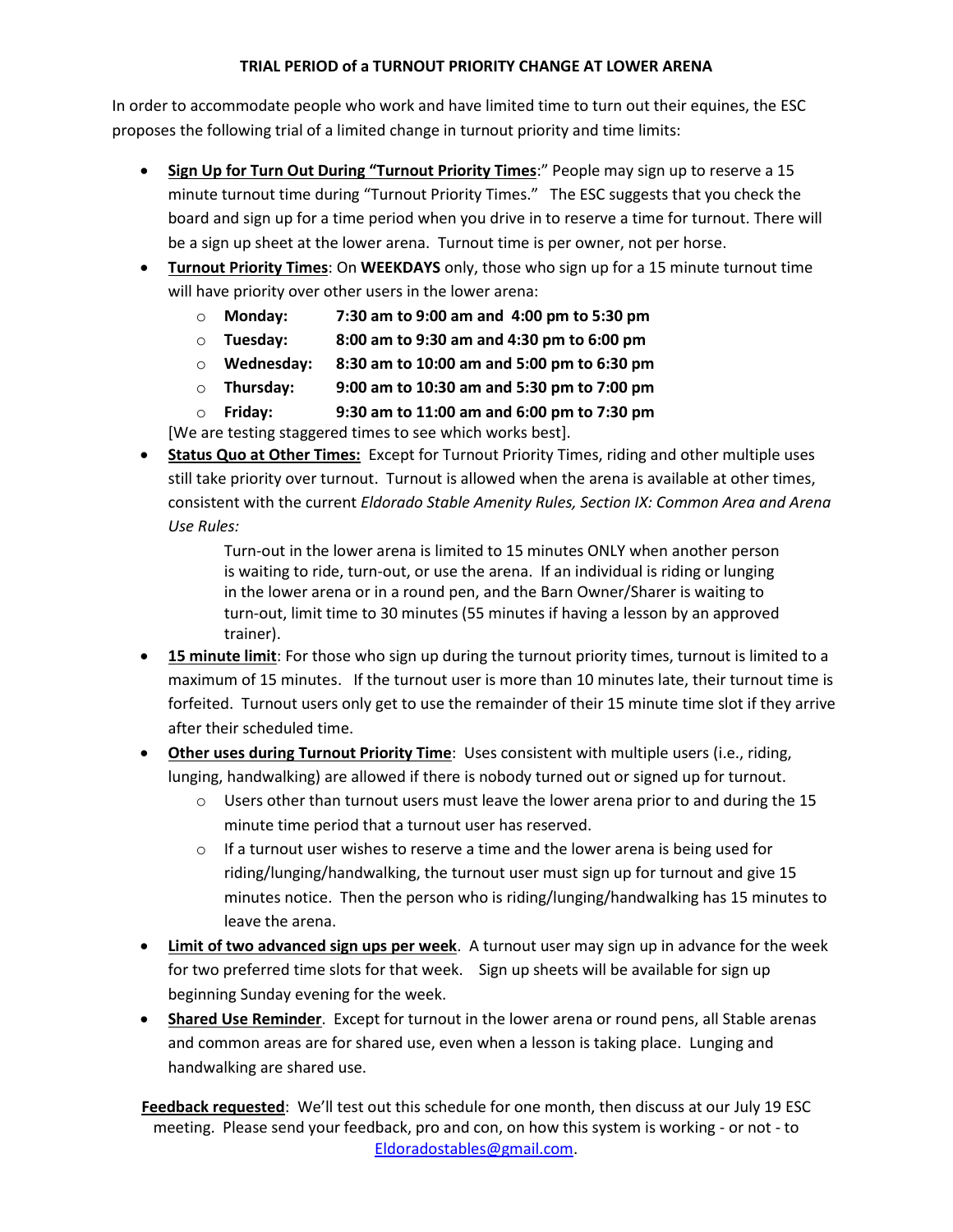**TRIAL PERIOD of a TURNOUT PRIORITY CHANGE AT LOWER ARENA**

In order to accommodate people who work and have limited time to turn out their equines, the ESC proposes the following trial of a limited change in turnout priority and time limits:

- **Sign Up for Turn Out During "Turnout Priority Times**:" People may sign up to reserve a 15 minute turnout time during "Turnout Priority Times." The ESC suggests that you check the board and sign up for a time period when you drive in to reserve a time for turnout. There will be a sign up sheet at the lower arena. Turnout time is per owner, not per horse.
- **Turnout Priority Times**: On **WEEKDAYS** only, those who sign up for a 15 minute turnout time will have priority over other users in the lower arena:
    - **Monday: 7:30 am to 9:00 am and 4:00 pm to 5:30 pm**
    - **Tuesday: 8:00 am to 9:30 am and 4:30 pm to 6:00 pm**
    - **Wednesday: 8:30 am to 10:00 am and 5:00 pm to 6:30 pm**
    - **Thursday: 9:00 am to 10:30 am and 5:30 pm to 7:00 pm**
    - **Friday: 9:30 am to 11:00 am and 6:00 pm to 7:30 pm**

  [We are testing staggered times to see which works best].
- **Status Quo at Other Times:** Except for Turnout Priority Times, riding and other multiple uses still take priority over turnout. Turnout is allowed when the arena is available at other times, consistent with the current *Eldorado Stable Amenity Rules, Section IX: Common Area and Arena Use Rules:*

  > Turn-out in the lower arena is limited to 15 minutes ONLY when another person is waiting to ride, turn-out, or use the arena. If an individual is riding or lunging in the lower arena or in a round pen, and the Barn Owner/Sharer is waiting to turn-out, limit time to 30 minutes (55 minutes if having a lesson by an approved trainer).

- **15 minute limit**: For those who sign up during the turnout priority times, turnout is limited to a maximum of 15 minutes. If the turnout user is more than 10 minutes late, their turnout time is forfeited. Turnout users only get to use the remainder of their 15 minute time slot if they arrive after their scheduled time.
- **Other uses during Turnout Priority Time**: Uses consistent with multiple users (i.e., riding, lunging, handwalking) are allowed if there is nobody turned out or signed up for turnout.
    - Users other than turnout users must leave the lower arena prior to and during the 15 minute time period that a turnout user has reserved.
    - If a turnout user wishes to reserve a time and the lower arena is being used for riding/lunging/handwalking, the turnout user must sign up for turnout and give 15 minutes notice. Then the person who is riding/lunging/handwalking has 15 minutes to leave the arena.
- **Limit of two advanced sign ups per week**. A turnout user may sign up in advance for the week for two preferred time slots for that week. Sign up sheets will be available for sign up beginning Sunday evening for the week.
- **Shared Use Reminder**. Except for turnout in the lower arena or round pens, all Stable arenas and common areas are for shared use, even when a lesson is taking place. Lunging and handwalking are shared use.

**Feedback requested**: We'll test out this schedule for one month, then discuss at our July 19 ESC meeting. Please send your feedback, pro and con, on how this system is working - or not - to Eldoradostables@gmail.com.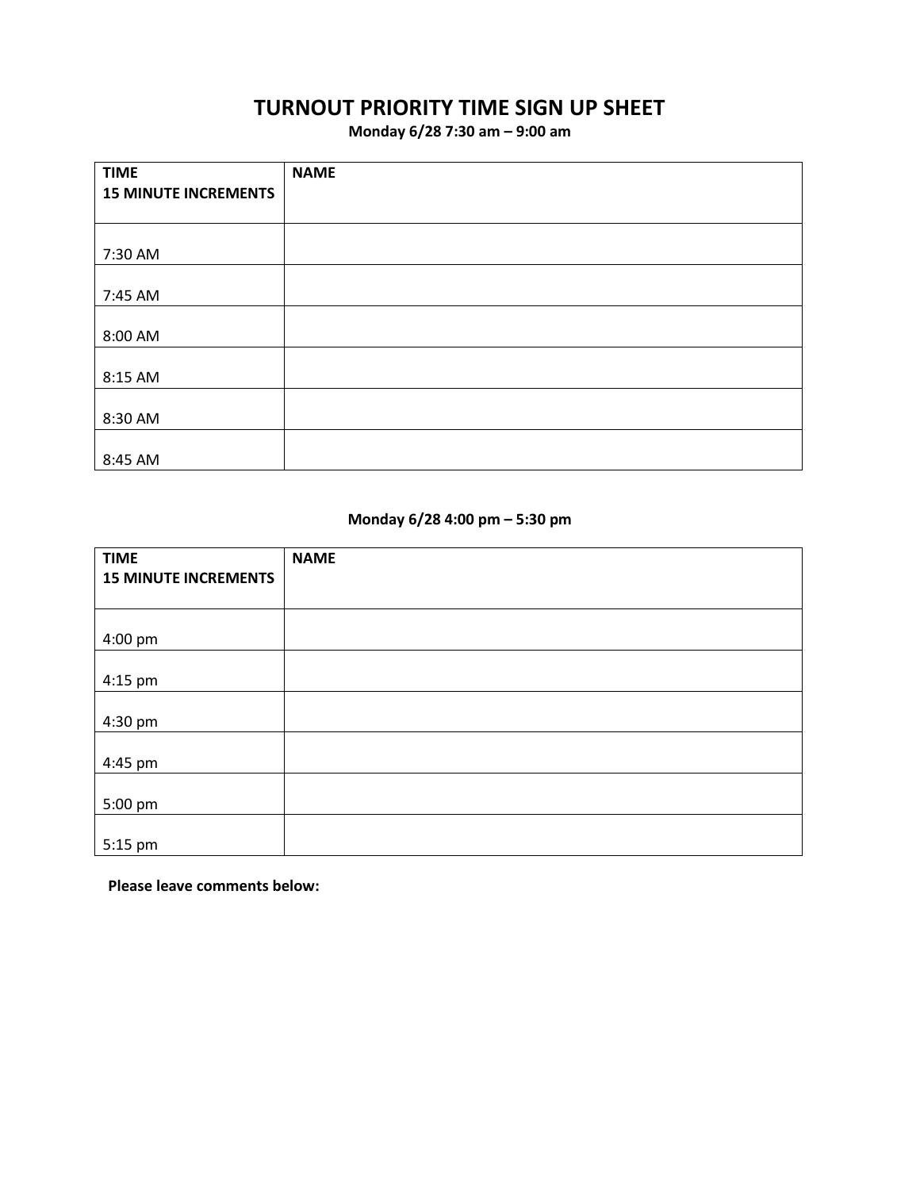# TURNOUT PRIORITY TIME SIGN UP SHEET

**Monday 6/28 7:30 am – 9:00 am**

| **TIME**<br>**15 MINUTE INCREMENTS** | **NAME** |
|---|---|
| 7:30 AM | |
| 7:45 AM | |
| 8:00 AM | |
| 8:15 AM | |
| 8:30 AM | |
| 8:45 AM | |

**Monday 6/28 4:00 pm – 5:30 pm**

| **TIME**<br>**15 MINUTE INCREMENTS** | **NAME** |
|---|---|
| 4:00 pm | |
| 4:15 pm | |
| 4:30 pm | |
| 4:45 pm | |
| 5:00 pm | |
| 5:15 pm | |

**Please leave comments below:**